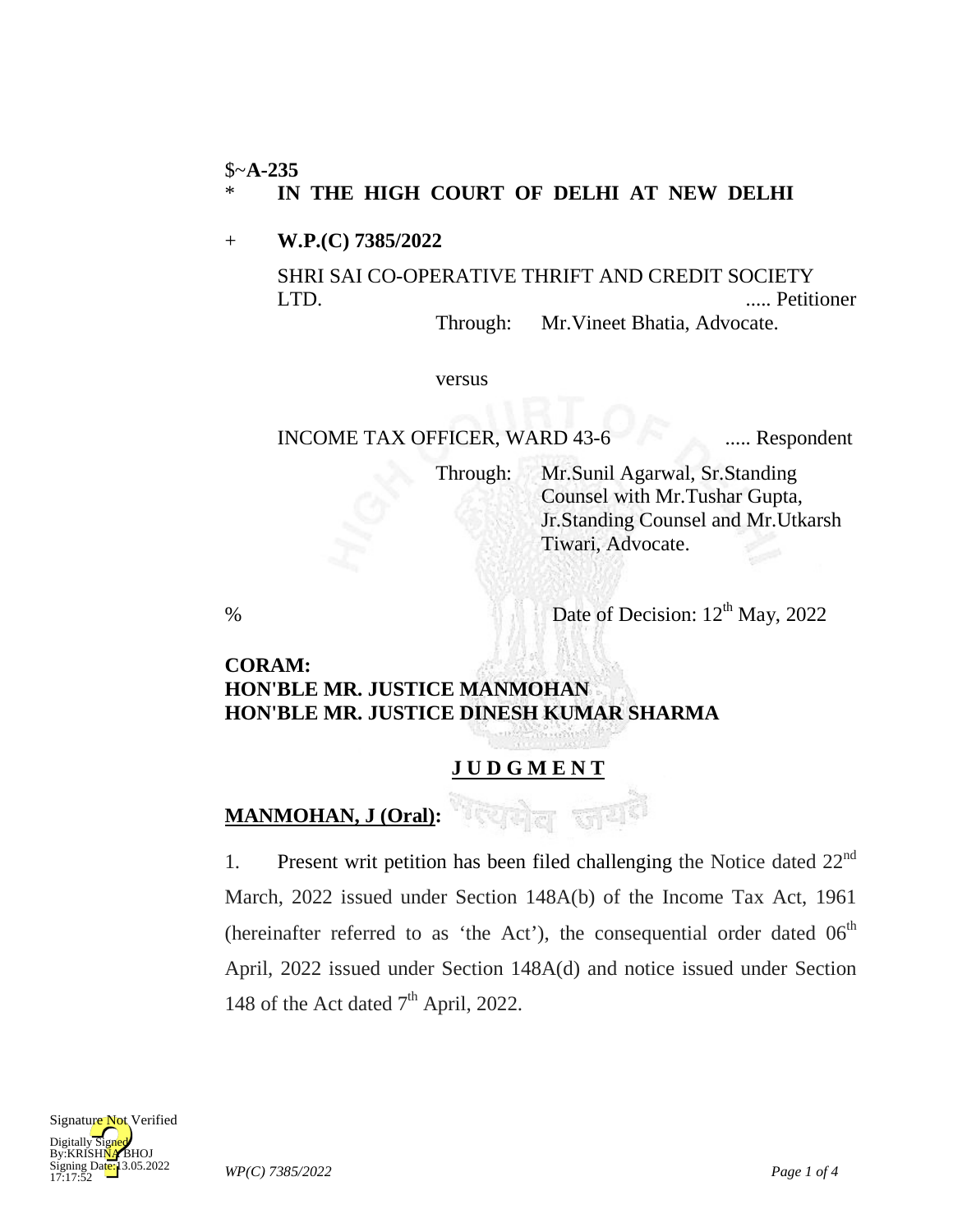$~**A-235**

\* **IN THE HIGH COURT OF DELHI AT NEW DELHI**

\+ **W.P.(C) 7385/2022**

SHRI SAI CO-OPERATIVE THRIFT AND CREDIT SOCIETY LTD. ..... Petitioner

Through: Mr.Vineet Bhatia, Advocate.

versus

INCOME TAX OFFICER, WARD 43-6 ..... Respondent

Through: Mr.Sunil Agarwal, Sr.Standing Counsel with Mr.Tushar Gupta, Jr.Standing Counsel and Mr.Utkarsh Tiwari, Advocate.

% Date of Decision: 12th May, 2022

**CORAM:**
**HON'BLE MR. JUSTICE MANMOHAN**
**HON'BLE MR. JUSTICE DINESH KUMAR SHARMA**

**J U D G M E N T**

**MANMOHAN, J (Oral):**

1. Present writ petition has been filed challenging the Notice dated 22nd March, 2022 issued under Section 148A(b) of the Income Tax Act, 1961 (hereinafter referred to as 'the Act'), the consequential order dated 06th April, 2022 issued under Section 148A(d) and notice issued under Section 148 of the Act dated 7th April, 2022.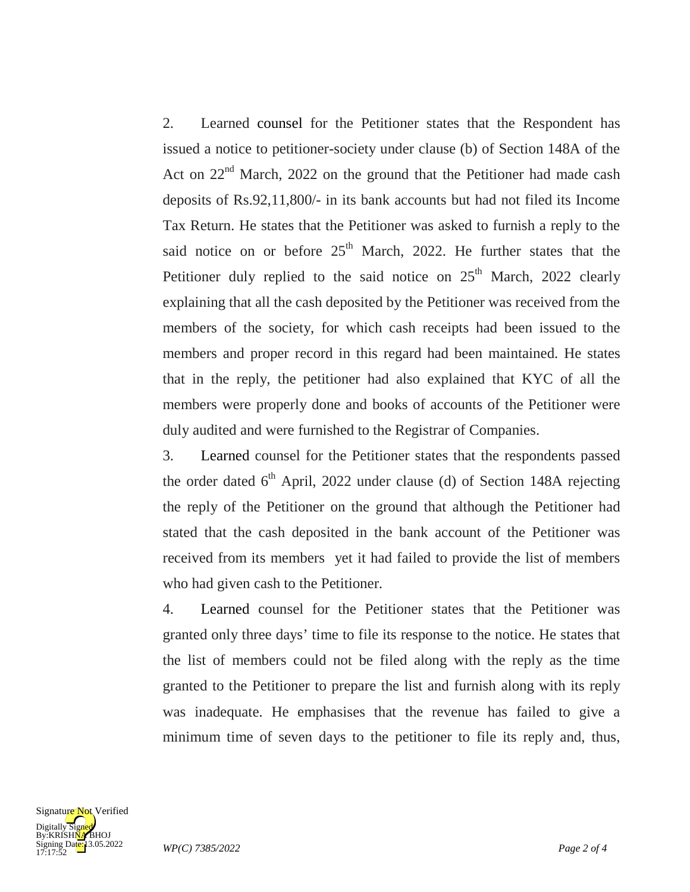2. Learned counsel for the Petitioner states that the Respondent has issued a notice to petitioner-society under clause (b) of Section 148A of the Act on 22nd March, 2022 on the ground that the Petitioner had made cash deposits of Rs.92,11,800/- in its bank accounts but had not filed its Income Tax Return. He states that the Petitioner was asked to furnish a reply to the said notice on or before 25th March, 2022. He further states that the Petitioner duly replied to the said notice on 25th March, 2022 clearly explaining that all the cash deposited by the Petitioner was received from the members of the society, for which cash receipts had been issued to the members and proper record in this regard had been maintained. He states that in the reply, the petitioner had also explained that KYC of all the members were properly done and books of accounts of the Petitioner were duly audited and were furnished to the Registrar of Companies.

3. Learned counsel for the Petitioner states that the respondents passed the order dated 6th April, 2022 under clause (d) of Section 148A rejecting the reply of the Petitioner on the ground that although the Petitioner had stated that the cash deposited in the bank account of the Petitioner was received from its members yet it had failed to provide the list of members who had given cash to the Petitioner.

4. Learned counsel for the Petitioner states that the Petitioner was granted only three days' time to file its response to the notice. He states that the list of members could not be filed along with the reply as the time granted to the Petitioner to prepare the list and furnish along with its reply was inadequate. He emphasises that the revenue has failed to give a minimum time of seven days to the petitioner to file its reply and, thus,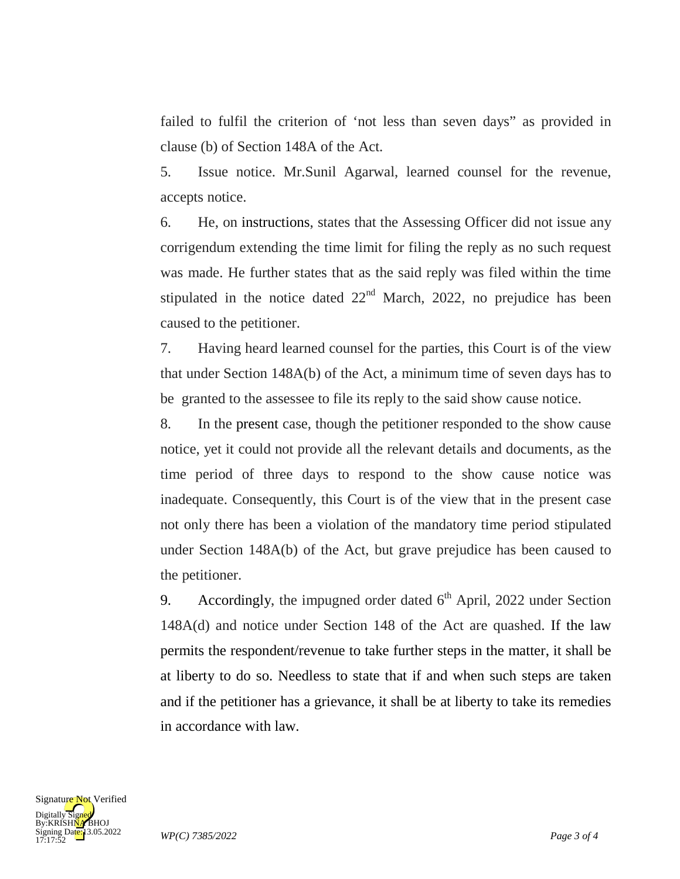failed to fulfil the criterion of 'not less than seven days" as provided in clause (b) of Section 148A of the Act.

5. Issue notice. Mr.Sunil Agarwal, learned counsel for the revenue, accepts notice.

6. He, on instructions, states that the Assessing Officer did not issue any corrigendum extending the time limit for filing the reply as no such request was made. He further states that as the said reply was filed within the time stipulated in the notice dated 22nd March, 2022, no prejudice has been caused to the petitioner.

7. Having heard learned counsel for the parties, this Court is of the view that under Section 148A(b) of the Act, a minimum time of seven days has to be granted to the assessee to file its reply to the said show cause notice.

8. In the present case, though the petitioner responded to the show cause notice, yet it could not provide all the relevant details and documents, as the time period of three days to respond to the show cause notice was inadequate. Consequently, this Court is of the view that in the present case not only there has been a violation of the mandatory time period stipulated under Section 148A(b) of the Act, but grave prejudice has been caused to the petitioner.

9. Accordingly, the impugned order dated 6th April, 2022 under Section 148A(d) and notice under Section 148 of the Act are quashed. If the law permits the respondent/revenue to take further steps in the matter, it shall be at liberty to do so. Needless to state that if and when such steps are taken and if the petitioner has a grievance, it shall be at liberty to take its remedies in accordance with law.

Signature Not Verified
Digitally Signed
By:KRISHNA BHOJ
Signing Date:13.05.2022
17:17:52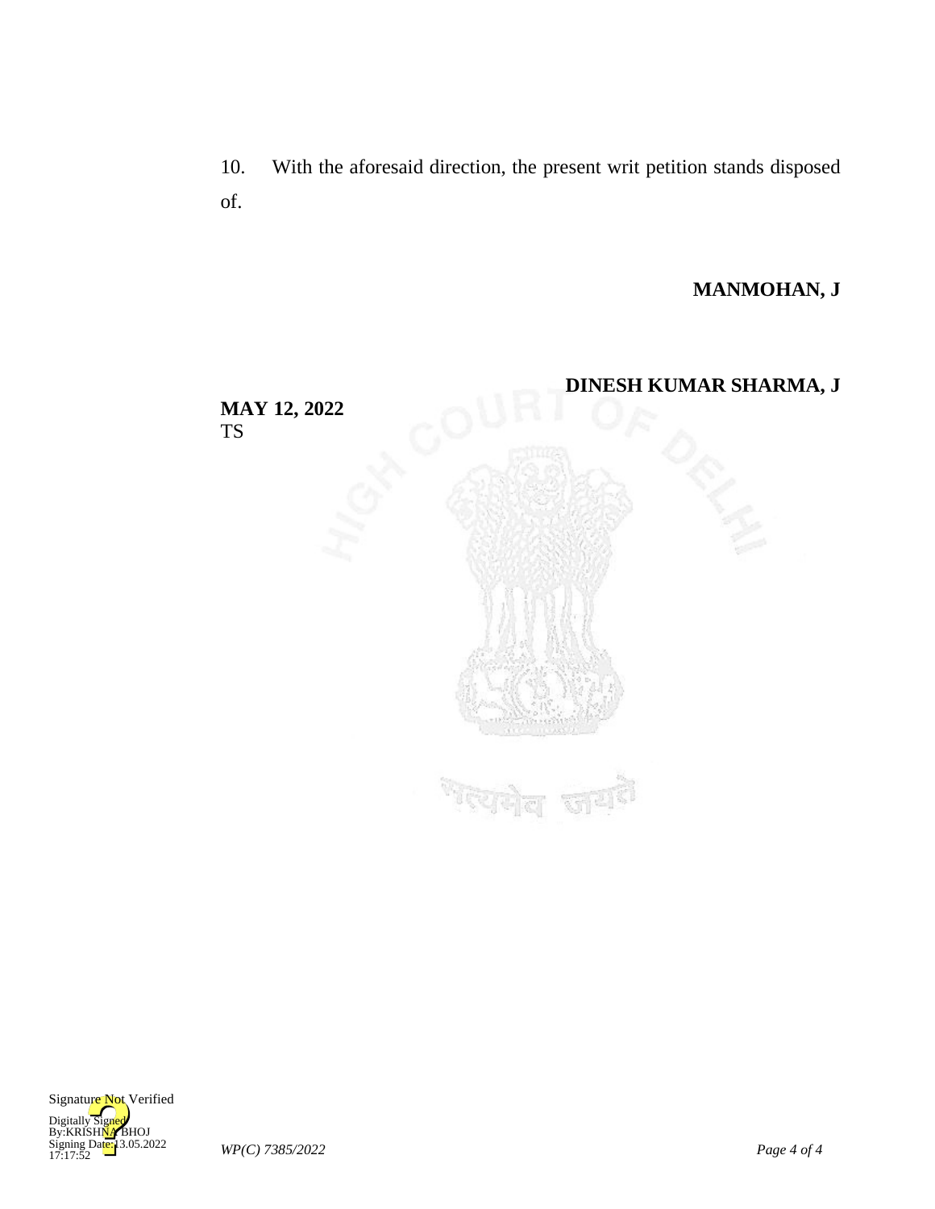10. With the aforesaid direction, the present writ petition stands disposed of.

**MANMOHAN, J**

**DINESH KUMAR SHARMA, J**

**MAY 12, 2022**
TS